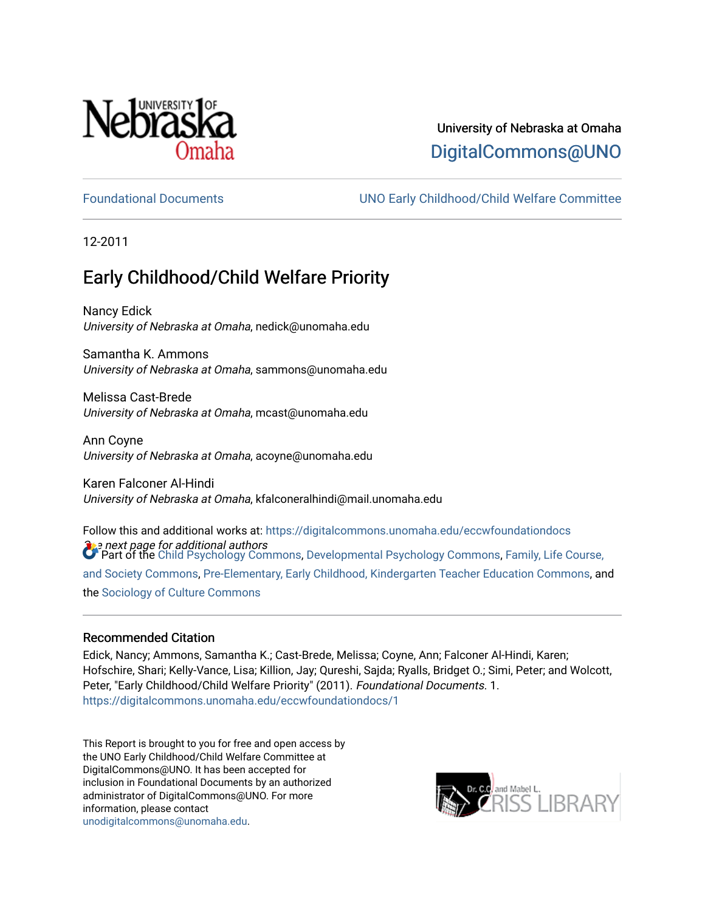University of Nebraska at Omaha

DigitalCommons@UNO

Foundational Documents

UNO Early Childhood/Child Welfare Committee

12-2011

# Early Childhood/Child Welfare Priority

Nancy Edick
*University of Nebraska at Omaha*, nedick@unomaha.edu

Samantha K. Ammons
*University of Nebraska at Omaha*, sammons@unomaha.edu

Melissa Cast-Brede
*University of Nebraska at Omaha*, mcast@unomaha.edu

Ann Coyne
*University of Nebraska at Omaha*, acoyne@unomaha.edu

Karen Falconer Al-Hindi
*University of Nebraska at Omaha*, kfalconeralhindi@mail.unomaha.edu

Follow this and additional works at: https://digitalcommons.unomaha.edu/eccwfoundationdocs

*See next page for additional authors*

Part of the Child Psychology Commons, Developmental Psychology Commons, Family, Life Course, and Society Commons, Pre-Elementary, Early Childhood, Kindergarten Teacher Education Commons, and the Sociology of Culture Commons

### Recommended Citation

Edick, Nancy; Ammons, Samantha K.; Cast-Brede, Melissa; Coyne, Ann; Falconer Al-Hindi, Karen; Hofschire, Shari; Kelly-Vance, Lisa; Killion, Jay; Qureshi, Sajda; Ryalls, Bridget O.; Simi, Peter; and Wolcott, Peter, "Early Childhood/Child Welfare Priority" (2011). *Foundational Documents*. 1.
https://digitalcommons.unomaha.edu/eccwfoundationdocs/1

This Report is brought to you for free and open access by the UNO Early Childhood/Child Welfare Committee at DigitalCommons@UNO. It has been accepted for inclusion in Foundational Documents by an authorized administrator of DigitalCommons@UNO. For more information, please contact unodigitalcommons@unomaha.edu.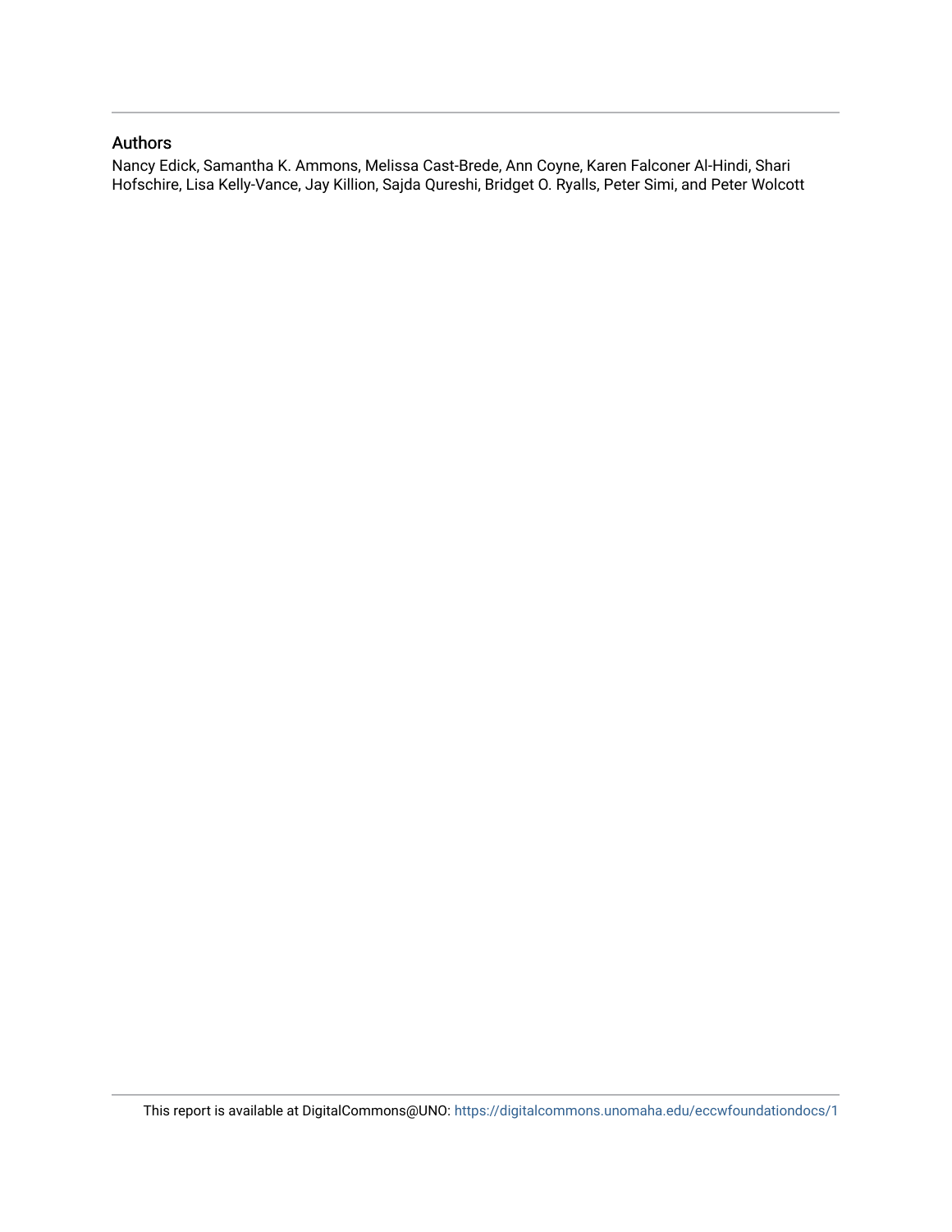## Authors

Nancy Edick, Samantha K. Ammons, Melissa Cast-Brede, Ann Coyne, Karen Falconer Al-Hindi, Shari Hofschire, Lisa Kelly-Vance, Jay Killion, Sajda Qureshi, Bridget O. Ryalls, Peter Simi, and Peter Wolcott

This report is available at DigitalCommons@UNO: https://digitalcommons.unomaha.edu/eccwfoundationdocs/1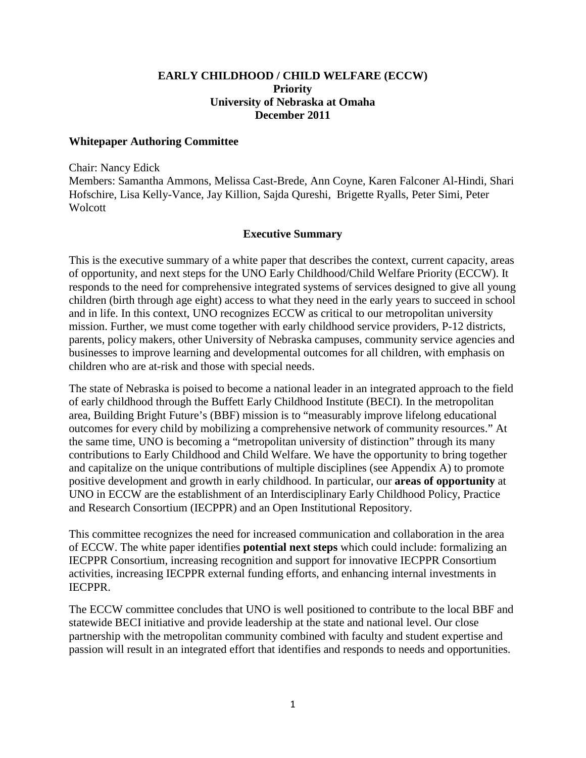**EARLY CHILDHOOD / CHILD WELFARE (ECCW)**
**Priority**
**University of Nebraska at Omaha**
**December 2011**

### Whitepaper Authoring Committee

Chair: Nancy Edick
Members: Samantha Ammons, Melissa Cast-Brede, Ann Coyne, Karen Falconer Al-Hindi, Shari Hofschire, Lisa Kelly-Vance, Jay Killion, Sajda Qureshi, Brigette Ryalls, Peter Simi, Peter Wolcott

## Executive Summary

This is the executive summary of a white paper that describes the context, current capacity, areas of opportunity, and next steps for the UNO Early Childhood/Child Welfare Priority (ECCW). It responds to the need for comprehensive integrated systems of services designed to give all young children (birth through age eight) access to what they need in the early years to succeed in school and in life. In this context, UNO recognizes ECCW as critical to our metropolitan university mission. Further, we must come together with early childhood service providers, P-12 districts, parents, policy makers, other University of Nebraska campuses, community service agencies and businesses to improve learning and developmental outcomes for all children, with emphasis on children who are at-risk and those with special needs.

The state of Nebraska is poised to become a national leader in an integrated approach to the field of early childhood through the Buffett Early Childhood Institute (BECI). In the metropolitan area, Building Bright Future's (BBF) mission is to "measurably improve lifelong educational outcomes for every child by mobilizing a comprehensive network of community resources." At the same time, UNO is becoming a "metropolitan university of distinction" through its many contributions to Early Childhood and Child Welfare. We have the opportunity to bring together and capitalize on the unique contributions of multiple disciplines (see Appendix A) to promote positive development and growth in early childhood. In particular, our **areas of opportunity** at UNO in ECCW are the establishment of an Interdisciplinary Early Childhood Policy, Practice and Research Consortium (IECPPR) and an Open Institutional Repository.

This committee recognizes the need for increased communication and collaboration in the area of ECCW. The white paper identifies **potential next steps** which could include: formalizing an IECPPR Consortium, increasing recognition and support for innovative IECPPR Consortium activities, increasing IECPPR external funding efforts, and enhancing internal investments in IECPPR.

The ECCW committee concludes that UNO is well positioned to contribute to the local BBF and statewide BECI initiative and provide leadership at the state and national level. Our close partnership with the metropolitan community combined with faculty and student expertise and passion will result in an integrated effort that identifies and responds to needs and opportunities.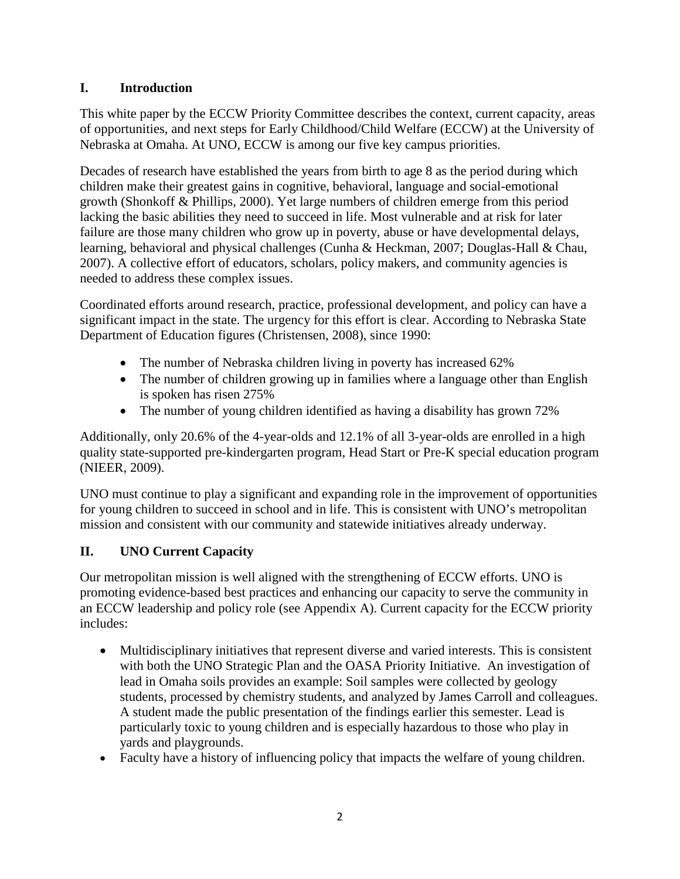## I. Introduction

This white paper by the ECCW Priority Committee describes the context, current capacity, areas of opportunities, and next steps for Early Childhood/Child Welfare (ECCW) at the University of Nebraska at Omaha. At UNO, ECCW is among our five key campus priorities.

Decades of research have established the years from birth to age 8 as the period during which children make their greatest gains in cognitive, behavioral, language and social-emotional growth (Shonkoff & Phillips, 2000). Yet large numbers of children emerge from this period lacking the basic abilities they need to succeed in life. Most vulnerable and at risk for later failure are those many children who grow up in poverty, abuse or have developmental delays, learning, behavioral and physical challenges (Cunha & Heckman, 2007; Douglas-Hall & Chau, 2007). A collective effort of educators, scholars, policy makers, and community agencies is needed to address these complex issues.

Coordinated efforts around research, practice, professional development, and policy can have a significant impact in the state. The urgency for this effort is clear. According to Nebraska State Department of Education figures (Christensen, 2008), since 1990:

- The number of Nebraska children living in poverty has increased 62%
- The number of children growing up in families where a language other than English is spoken has risen 275%
- The number of young children identified as having a disability has grown 72%

Additionally, only 20.6% of the 4-year-olds and 12.1% of all 3-year-olds are enrolled in a high quality state-supported pre-kindergarten program, Head Start or Pre-K special education program (NIEER, 2009).

UNO must continue to play a significant and expanding role in the improvement of opportunities for young children to succeed in school and in life. This is consistent with UNO's metropolitan mission and consistent with our community and statewide initiatives already underway.

## II. UNO Current Capacity

Our metropolitan mission is well aligned with the strengthening of ECCW efforts. UNO is promoting evidence-based best practices and enhancing our capacity to serve the community in an ECCW leadership and policy role (see Appendix A). Current capacity for the ECCW priority includes:

- Multidisciplinary initiatives that represent diverse and varied interests. This is consistent with both the UNO Strategic Plan and the OASA Priority Initiative. An investigation of lead in Omaha soils provides an example: Soil samples were collected by geology students, processed by chemistry students, and analyzed by James Carroll and colleagues. A student made the public presentation of the findings earlier this semester. Lead is particularly toxic to young children and is especially hazardous to those who play in yards and playgrounds.
- Faculty have a history of influencing policy that impacts the welfare of young children.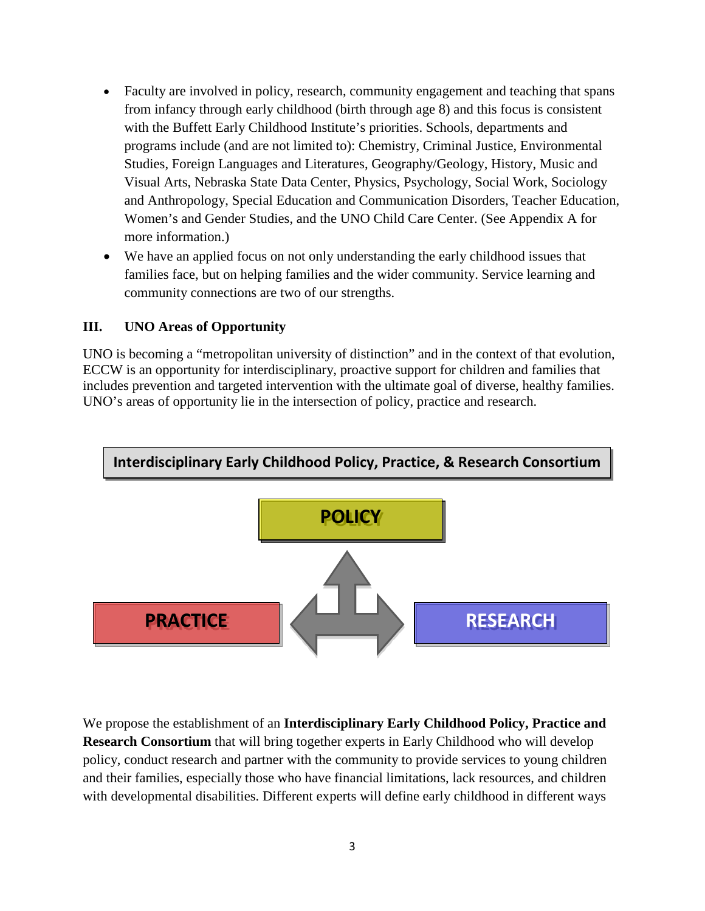- Faculty are involved in policy, research, community engagement and teaching that spans from infancy through early childhood (birth through age 8) and this focus is consistent with the Buffett Early Childhood Institute's priorities. Schools, departments and programs include (and are not limited to): Chemistry, Criminal Justice, Environmental Studies, Foreign Languages and Literatures, Geography/Geology, History, Music and Visual Arts, Nebraska State Data Center, Physics, Psychology, Social Work, Sociology and Anthropology, Special Education and Communication Disorders, Teacher Education, Women's and Gender Studies, and the UNO Child Care Center. (See Appendix A for more information.)
- We have an applied focus on not only understanding the early childhood issues that families face, but on helping families and the wider community. Service learning and community connections are two of our strengths.

## III. UNO Areas of Opportunity

UNO is becoming a "metropolitan university of distinction" and in the context of that evolution, ECCW is an opportunity for interdisciplinary, proactive support for children and families that includes prevention and targeted intervention with the ultimate goal of diverse, healthy families. UNO's areas of opportunity lie in the intersection of policy, practice and research.

**Interdisciplinary Early Childhood Policy, Practice, & Research Consortium**

**POLICY**

**PRACTICE** **RESEARCH**

We propose the establishment of an **Interdisciplinary Early Childhood Policy, Practice and Research Consortium** that will bring together experts in Early Childhood who will develop policy, conduct research and partner with the community to provide services to young children and their families, especially those who have financial limitations, lack resources, and children with developmental disabilities. Different experts will define early childhood in different ways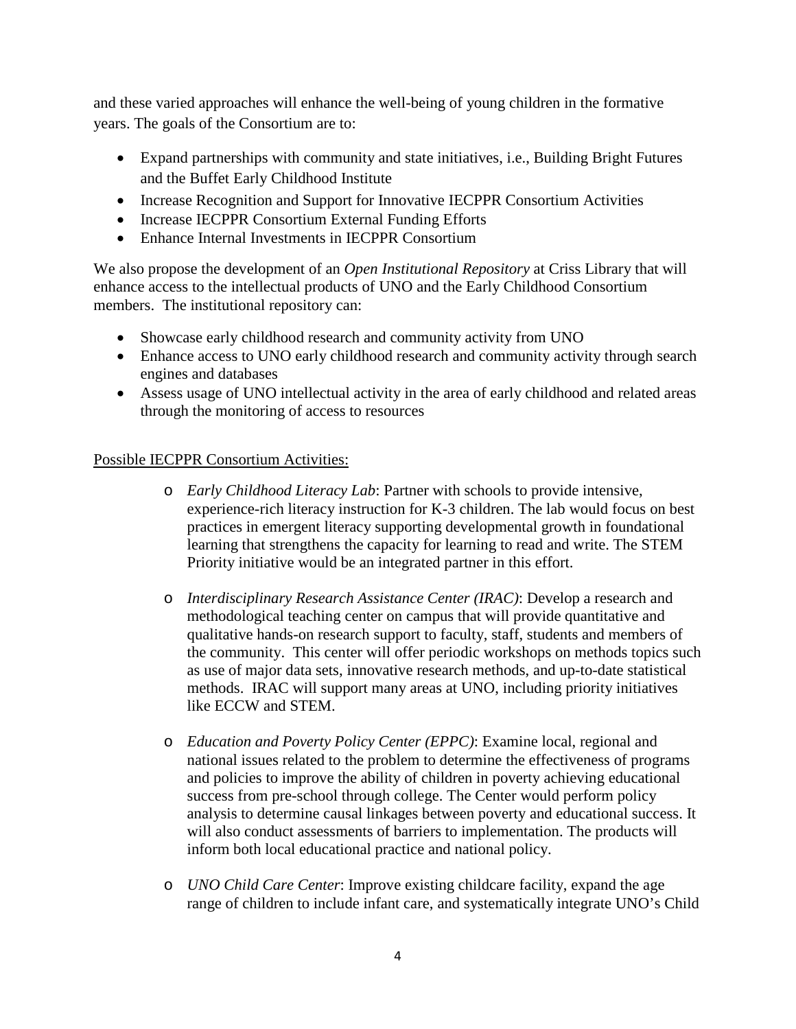and these varied approaches will enhance the well-being of young children in the formative years. The goals of the Consortium are to:

- Expand partnerships with community and state initiatives, i.e., Building Bright Futures and the Buffet Early Childhood Institute
- Increase Recognition and Support for Innovative IECPPR Consortium Activities
- Increase IECPPR Consortium External Funding Efforts
- Enhance Internal Investments in IECPPR Consortium

We also propose the development of an *Open Institutional Repository* at Criss Library that will enhance access to the intellectual products of UNO and the Early Childhood Consortium members. The institutional repository can:

- Showcase early childhood research and community activity from UNO
- Enhance access to UNO early childhood research and community activity through search engines and databases
- Assess usage of UNO intellectual activity in the area of early childhood and related areas through the monitoring of access to resources

<u>Possible IECPPR Consortium Activities:</u>

- *Early Childhood Literacy Lab*: Partner with schools to provide intensive, experience-rich literacy instruction for K-3 children. The lab would focus on best practices in emergent literacy supporting developmental growth in foundational learning that strengthens the capacity for learning to read and write. The STEM Priority initiative would be an integrated partner in this effort.

- *Interdisciplinary Research Assistance Center (IRAC)*: Develop a research and methodological teaching center on campus that will provide quantitative and qualitative hands-on research support to faculty, staff, students and members of the community. This center will offer periodic workshops on methods topics such as use of major data sets, innovative research methods, and up-to-date statistical methods. IRAC will support many areas at UNO, including priority initiatives like ECCW and STEM.

- *Education and Poverty Policy Center (EPPC)*: Examine local, regional and national issues related to the problem to determine the effectiveness of programs and policies to improve the ability of children in poverty achieving educational success from pre-school through college. The Center would perform policy analysis to determine causal linkages between poverty and educational success. It will also conduct assessments of barriers to implementation. The products will inform both local educational practice and national policy.

- *UNO Child Care Center*: Improve existing childcare facility, expand the age range of children to include infant care, and systematically integrate UNO's Child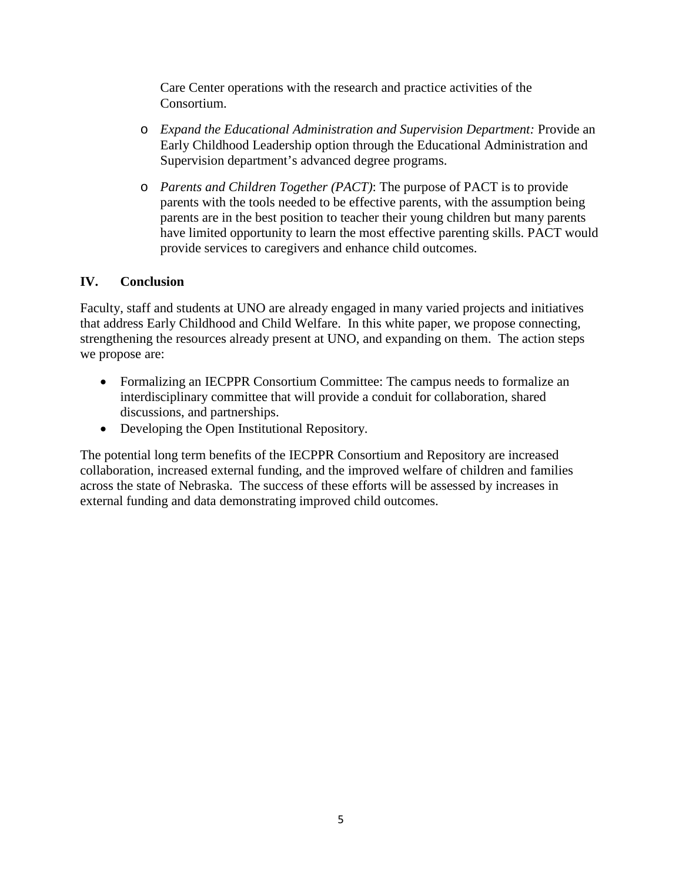Care Center operations with the research and practice activities of the Consortium.

- *Expand the Educational Administration and Supervision Department:* Provide an Early Childhood Leadership option through the Educational Administration and Supervision department's advanced degree programs.

- *Parents and Children Together (PACT)*: The purpose of PACT is to provide parents with the tools needed to be effective parents, with the assumption being parents are in the best position to teacher their young children but many parents have limited opportunity to learn the most effective parenting skills. PACT would provide services to caregivers and enhance child outcomes.

## IV. Conclusion

Faculty, staff and students at UNO are already engaged in many varied projects and initiatives that address Early Childhood and Child Welfare. In this white paper, we propose connecting, strengthening the resources already present at UNO, and expanding on them. The action steps we propose are:

- Formalizing an IECPPR Consortium Committee: The campus needs to formalize an interdisciplinary committee that will provide a conduit for collaboration, shared discussions, and partnerships.
- Developing the Open Institutional Repository.

The potential long term benefits of the IECPPR Consortium and Repository are increased collaboration, increased external funding, and the improved welfare of children and families across the state of Nebraska. The success of these efforts will be assessed by increases in external funding and data demonstrating improved child outcomes.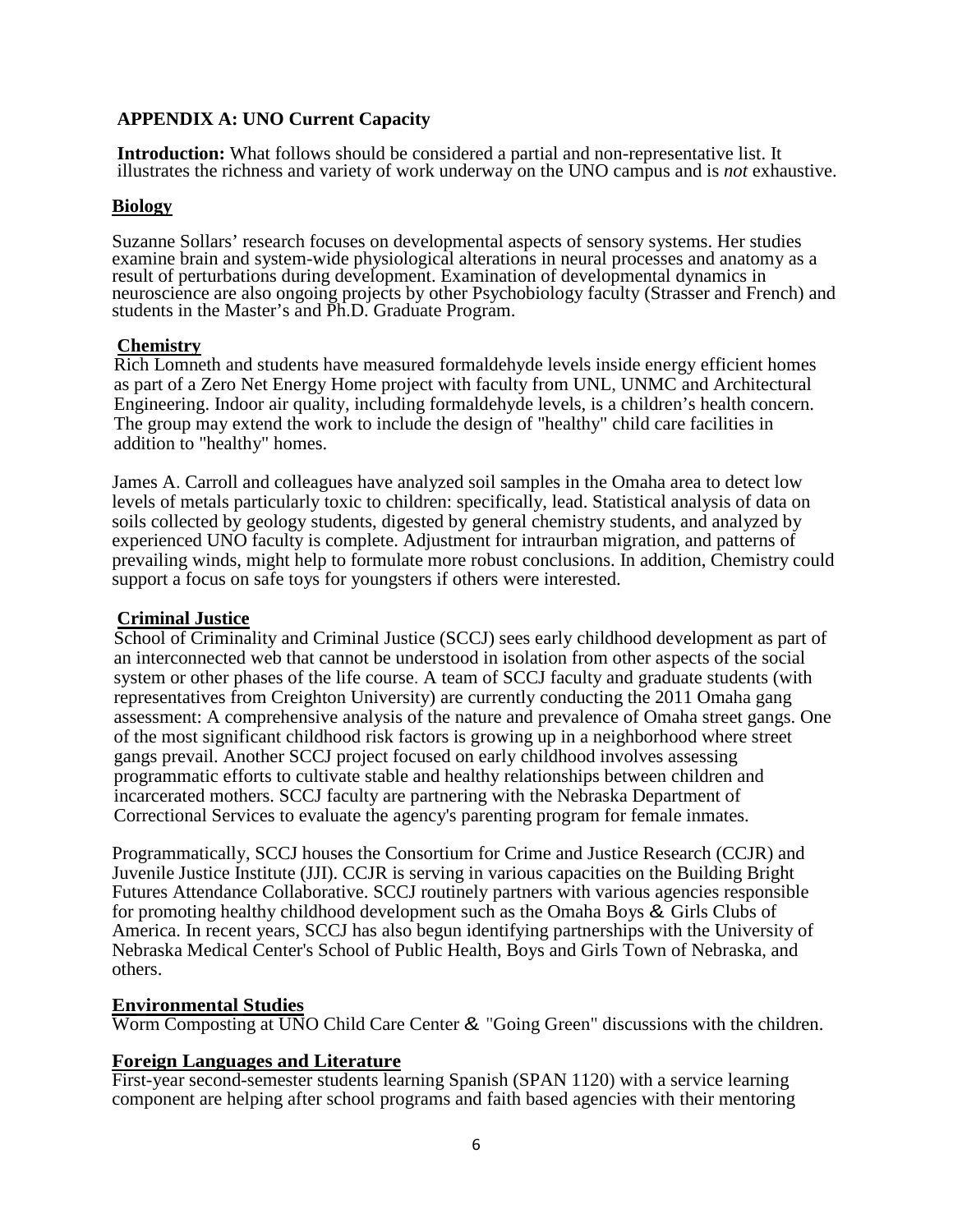## APPENDIX A: UNO Current Capacity

**Introduction:** What follows should be considered a partial and non-representative list. It illustrates the richness and variety of work underway on the UNO campus and is *not* exhaustive.

### Biology

Suzanne Sollars' research focuses on developmental aspects of sensory systems. Her studies examine brain and system-wide physiological alterations in neural processes and anatomy as a result of perturbations during development. Examination of developmental dynamics in neuroscience are also ongoing projects by other Psychobiology faculty (Strasser and French) and students in the Master's and Ph.D. Graduate Program.

### Chemistry

Rich Lomneth and students have measured formaldehyde levels inside energy efficient homes as part of a Zero Net Energy Home project with faculty from UNL, UNMC and Architectural Engineering. Indoor air quality, including formaldehyde levels, is a children's health concern. The group may extend the work to include the design of "healthy" child care facilities in addition to "healthy" homes.

James A. Carroll and colleagues have analyzed soil samples in the Omaha area to detect low levels of metals particularly toxic to children: specifically, lead. Statistical analysis of data on soils collected by geology students, digested by general chemistry students, and analyzed by experienced UNO faculty is complete. Adjustment for intraurban migration, and patterns of prevailing winds, might help to formulate more robust conclusions. In addition, Chemistry could support a focus on safe toys for youngsters if others were interested.

### Criminal Justice

School of Criminality and Criminal Justice (SCCJ) sees early childhood development as part of an interconnected web that cannot be understood in isolation from other aspects of the social system or other phases of the life course. A team of SCCJ faculty and graduate students (with representatives from Creighton University) are currently conducting the 2011 Omaha gang assessment: A comprehensive analysis of the nature and prevalence of Omaha street gangs. One of the most significant childhood risk factors is growing up in a neighborhood where street gangs prevail. Another SCCJ project focused on early childhood involves assessing programmatic efforts to cultivate stable and healthy relationships between children and incarcerated mothers. SCCJ faculty are partnering with the Nebraska Department of Correctional Services to evaluate the agency's parenting program for female inmates.

Programmatically, SCCJ houses the Consortium for Crime and Justice Research (CCJR) and Juvenile Justice Institute (JJI). CCJR is serving in various capacities on the Building Bright Futures Attendance Collaborative. SCCJ routinely partners with various agencies responsible for promoting healthy childhood development such as the Omaha Boys & Girls Clubs of America. In recent years, SCCJ has also begun identifying partnerships with the University of Nebraska Medical Center's School of Public Health, Boys and Girls Town of Nebraska, and others.

### Environmental Studies

Worm Composting at UNO Child Care Center & "Going Green" discussions with the children.

### Foreign Languages and Literature

First-year second-semester students learning Spanish (SPAN 1120) with a service learning component are helping after school programs and faith based agencies with their mentoring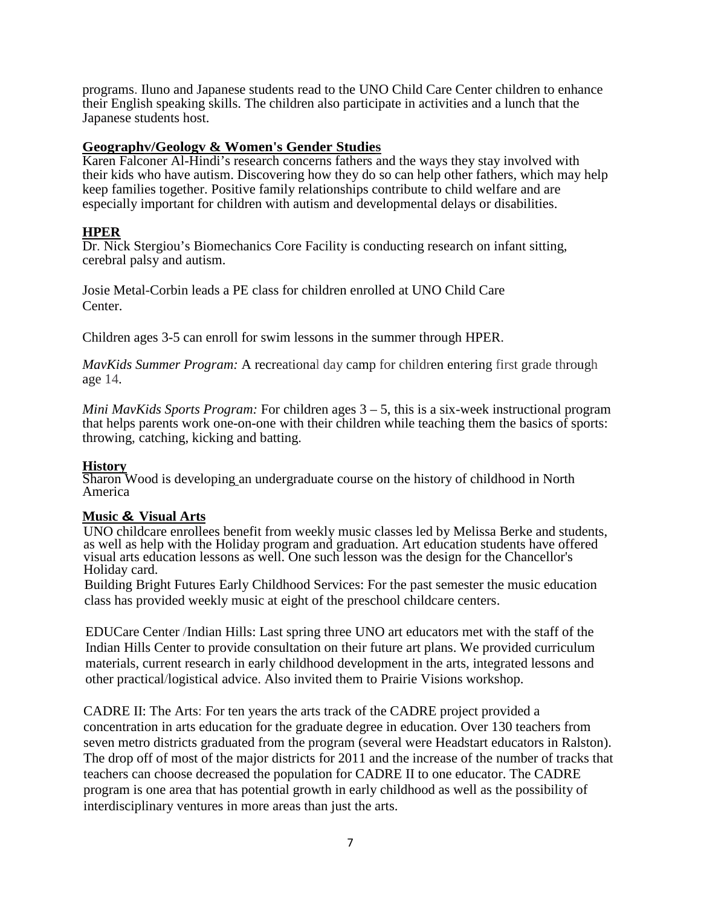programs. Iluno and Japanese students read to the UNO Child Care Center children to enhance their English speaking skills. The children also participate in activities and a lunch that the Japanese students host.

**Geographv/Geologv & Women's Gender Studies**

Karen Falconer Al-Hindi's research concerns fathers and the ways they stay involved with their kids who have autism. Discovering how they do so can help other fathers, which may help keep families together. Positive family relationships contribute to child welfare and are especially important for children with autism and developmental delays or disabilities.

**HPER**

Dr. Nick Stergiou's Biomechanics Core Facility is conducting research on infant sitting, cerebral palsy and autism.

Josie Metal-Corbin leads a PE class for children enrolled at UNO Child Care Center.

Children ages 3-5 can enroll for swim lessons in the summer through HPER.

*MavKids Summer Program:* A recreational day camp for children entering first grade through age 14.

*Mini MavKids Sports Program:* For children ages 3 – 5, this is a six-week instructional program that helps parents work one-on-one with their children while teaching them the basics of sports: throwing, catching, kicking and batting.

**History**

Sharon Wood is developing an undergraduate course on the history of childhood in North America

**Music & Visual Arts**

UNO childcare enrollees benefit from weekly music classes led by Melissa Berke and students, as well as help with the Holiday program and graduation. Art education students have offered visual arts education lessons as well. One such lesson was the design for the Chancellor's Holiday card.

Building Bright Futures Early Childhood Services: For the past semester the music education class has provided weekly music at eight of the preschool childcare centers.

EDUCare Center /Indian Hills: Last spring three UNO art educators met with the staff of the Indian Hills Center to provide consultation on their future art plans. We provided curriculum materials, current research in early childhood development in the arts, integrated lessons and other practical/logistical advice. Also invited them to Prairie Visions workshop.

CADRE II: The Arts: For ten years the arts track of the CADRE project provided a concentration in arts education for the graduate degree in education. Over 130 teachers from seven metro districts graduated from the program (several were Headstart educators in Ralston). The drop off of most of the major districts for 2011 and the increase of the number of tracks that teachers can choose decreased the population for CADRE II to one educator. The CADRE program is one area that has potential growth in early childhood as well as the possibility of interdisciplinary ventures in more areas than just the arts.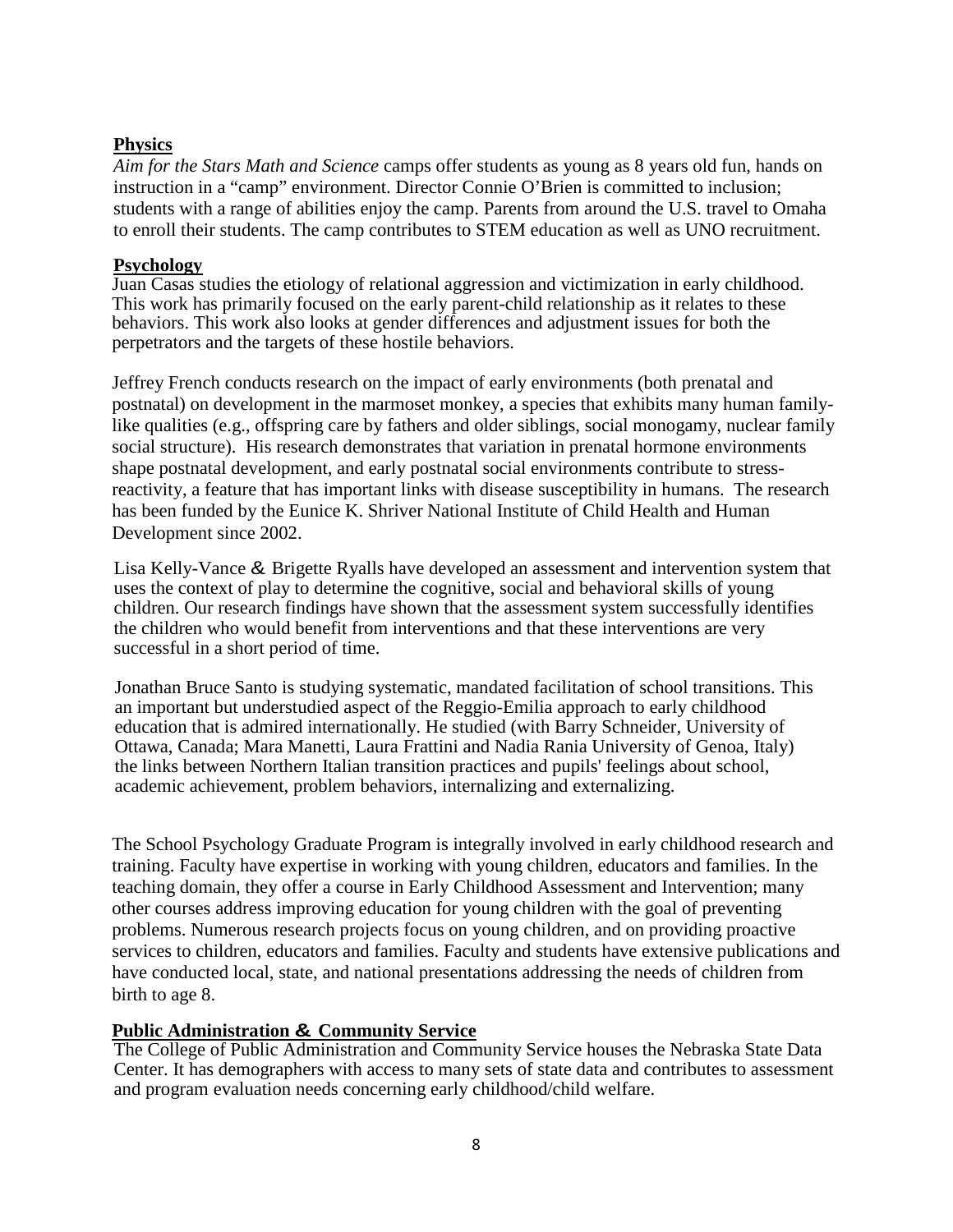**Physics**

*Aim for the Stars Math and Science* camps offer students as young as 8 years old fun, hands on instruction in a "camp" environment. Director Connie O'Brien is committed to inclusion; students with a range of abilities enjoy the camp. Parents from around the U.S. travel to Omaha to enroll their students. The camp contributes to STEM education as well as UNO recruitment.

**Psychology**

Juan Casas studies the etiology of relational aggression and victimization in early childhood. This work has primarily focused on the early parent-child relationship as it relates to these behaviors. This work also looks at gender differences and adjustment issues for both the perpetrators and the targets of these hostile behaviors.

Jeffrey French conducts research on the impact of early environments (both prenatal and postnatal) on development in the marmoset monkey, a species that exhibits many human family-like qualities (e.g., offspring care by fathers and older siblings, social monogamy, nuclear family social structure). His research demonstrates that variation in prenatal hormone environments shape postnatal development, and early postnatal social environments contribute to stress-reactivity, a feature that has important links with disease susceptibility in humans. The research has been funded by the Eunice K. Shriver National Institute of Child Health and Human Development since 2002.

Lisa Kelly-Vance & Brigette Ryalls have developed an assessment and intervention system that uses the context of play to determine the cognitive, social and behavioral skills of young children. Our research findings have shown that the assessment system successfully identifies the children who would benefit from interventions and that these interventions are very successful in a short period of time.

Jonathan Bruce Santo is studying systematic, mandated facilitation of school transitions. This an important but understudied aspect of the Reggio-Emilia approach to early childhood education that is admired internationally. He studied (with Barry Schneider, University of Ottawa, Canada; Mara Manetti, Laura Frattini and Nadia Rania University of Genoa, Italy) the links between Northern Italian transition practices and pupils' feelings about school, academic achievement, problem behaviors, internalizing and externalizing.

The School Psychology Graduate Program is integrally involved in early childhood research and training. Faculty have expertise in working with young children, educators and families. In the teaching domain, they offer a course in Early Childhood Assessment and Intervention; many other courses address improving education for young children with the goal of preventing problems. Numerous research projects focus on young children, and on providing proactive services to children, educators and families. Faculty and students have extensive publications and have conducted local, state, and national presentations addressing the needs of children from birth to age 8.

**Public Administration & Community Service**

The College of Public Administration and Community Service houses the Nebraska State Data Center. It has demographers with access to many sets of state data and contributes to assessment and program evaluation needs concerning early childhood/child welfare.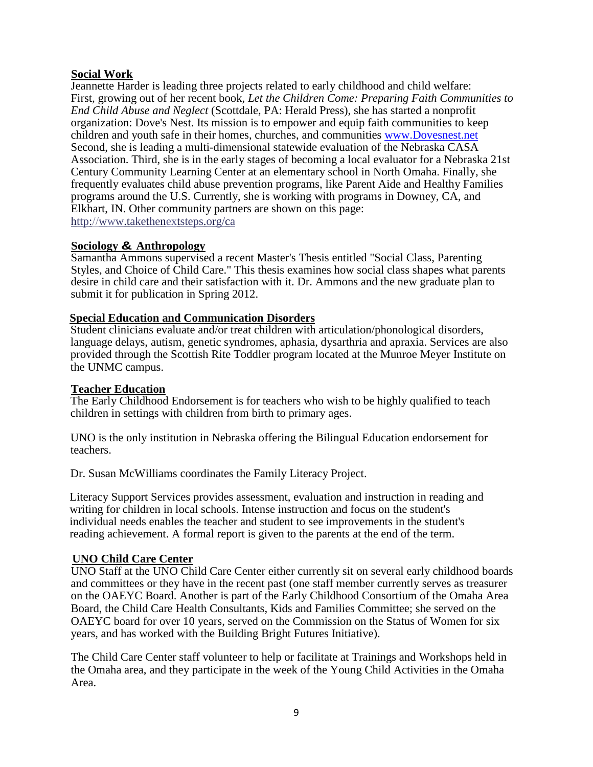## Social Work

Jeannette Harder is leading three projects related to early childhood and child welfare: First, growing out of her recent book, *Let the Children Come: Preparing Faith Communities to End Child Abuse and Neglect* (Scottdale, PA: Herald Press), she has started a nonprofit organization: Dove's Nest. Its mission is to empower and equip faith communities to keep children and youth safe in their homes, churches, and communities [www.Dovesnest.net](http://www.Dovesnest.net) Second, she is leading a multi-dimensional statewide evaluation of the Nebraska CASA Association. Third, she is in the early stages of becoming a local evaluator for a Nebraska 21st Century Community Learning Center at an elementary school in North Omaha. Finally, she frequently evaluates child abuse prevention programs, like Parent Aide and Healthy Families programs around the U.S. Currently, she is working with programs in Downey, CA, and Elkhart, IN. Other community partners are shown on this page: [http://www.takethenextsteps.org/ca](http://www.takethenextsteps.org/ca)

## Sociology & Anthropology

Samantha Ammons supervised a recent Master's Thesis entitled "Social Class, Parenting Styles, and Choice of Child Care." This thesis examines how social class shapes what parents desire in child care and their satisfaction with it. Dr. Ammons and the new graduate plan to submit it for publication in Spring 2012.

## Special Education and Communication Disorders

Student clinicians evaluate and/or treat children with articulation/phonological disorders, language delays, autism, genetic syndromes, aphasia, dysarthria and apraxia. Services are also provided through the Scottish Rite Toddler program located at the Munroe Meyer Institute on the UNMC campus.

## Teacher Education

The Early Childhood Endorsement is for teachers who wish to be highly qualified to teach children in settings with children from birth to primary ages.

UNO is the only institution in Nebraska offering the Bilingual Education endorsement for teachers.

Dr. Susan McWilliams coordinates the Family Literacy Project.

Literacy Support Services provides assessment, evaluation and instruction in reading and writing for children in local schools. Intense instruction and focus on the student's individual needs enables the teacher and student to see improvements in the student's reading achievement. A formal report is given to the parents at the end of the term.

## UNO Child Care Center

UNO Staff at the UNO Child Care Center either currently sit on several early childhood boards and committees or they have in the recent past (one staff member currently serves as treasurer on the OAEYC Board. Another is part of the Early Childhood Consortium of the Omaha Area Board, the Child Care Health Consultants, Kids and Families Committee; she served on the OAEYC board for over 10 years, served on the Commission on the Status of Women for six years, and has worked with the Building Bright Futures Initiative).

The Child Care Center staff volunteer to help or facilitate at Trainings and Workshops held in the Omaha area, and they participate in the week of the Young Child Activities in the Omaha Area.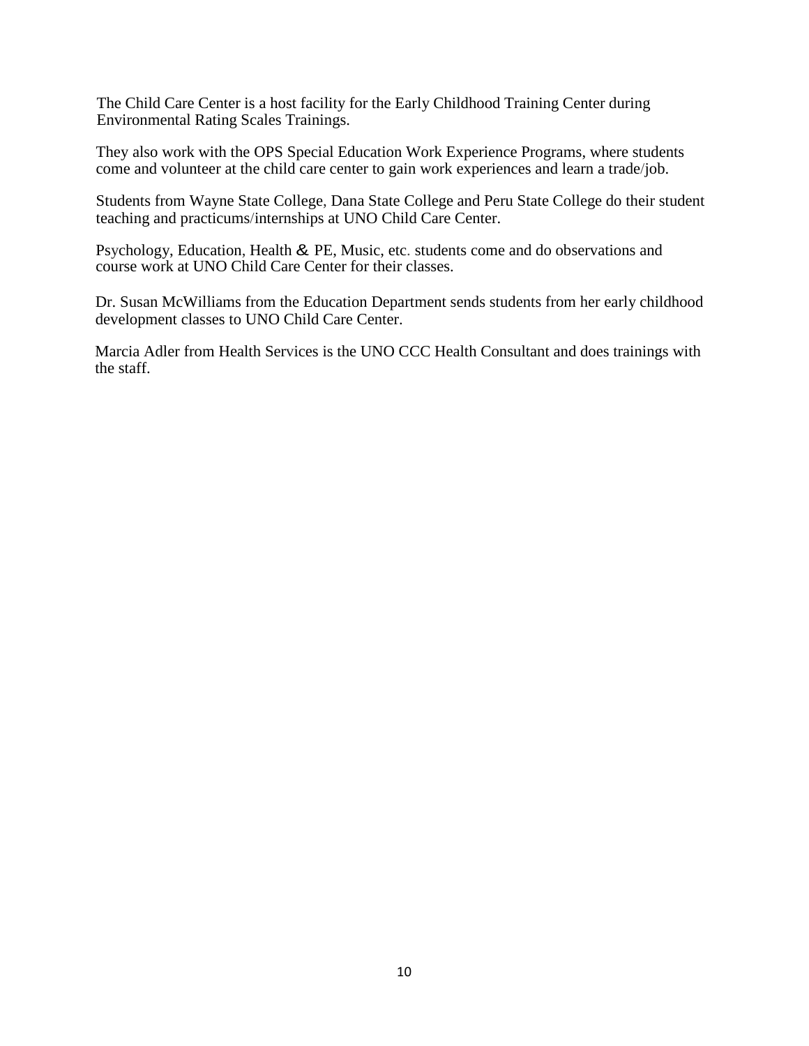The Child Care Center is a host facility for the Early Childhood Training Center during Environmental Rating Scales Trainings.

They also work with the OPS Special Education Work Experience Programs, where students come and volunteer at the child care center to gain work experiences and learn a trade/job.

Students from Wayne State College, Dana State College and Peru State College do their student teaching and practicums/internships at UNO Child Care Center.

Psychology, Education, Health & PE, Music, etc. students come and do observations and course work at UNO Child Care Center for their classes.

Dr. Susan McWilliams from the Education Department sends students from her early childhood development classes to UNO Child Care Center.

Marcia Adler from Health Services is the UNO CCC Health Consultant and does trainings with the staff.